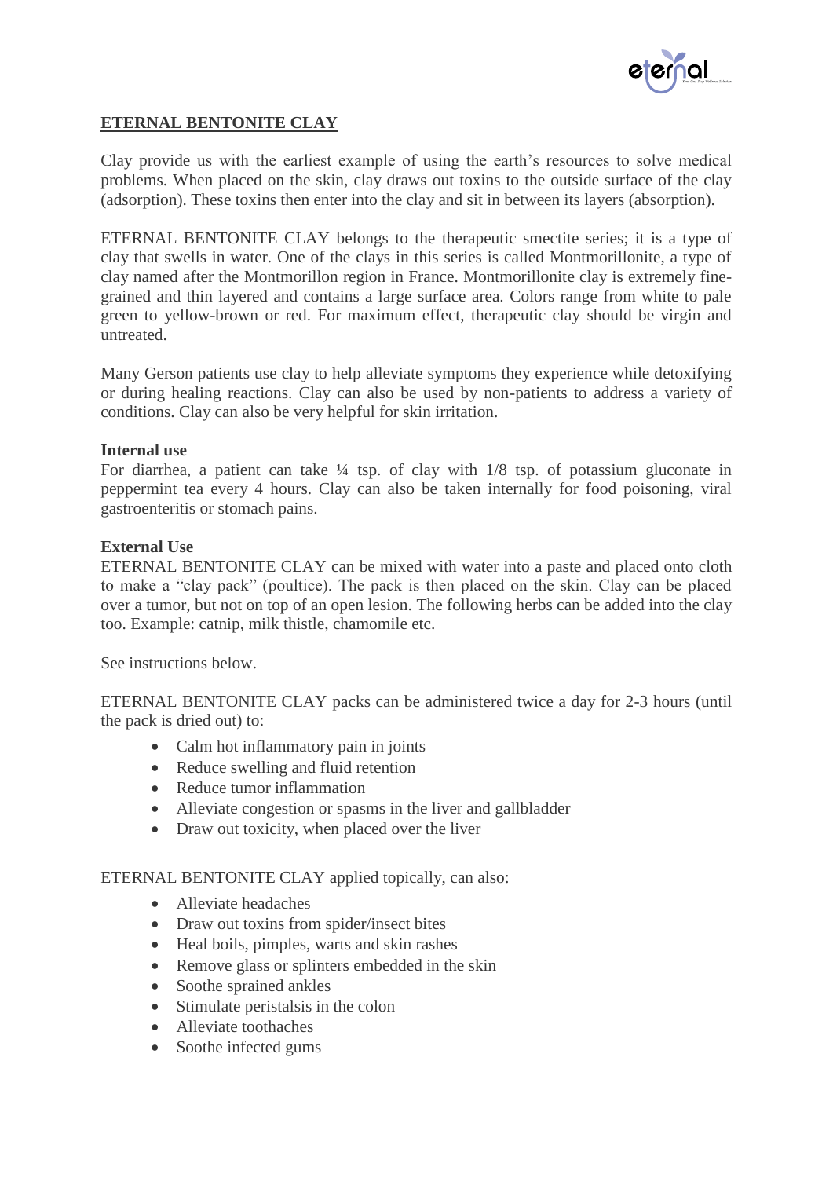## ETERNAL BENTONITE CLAY

Clay provide us with the earliest example of using the earth's resources to solve medical problems. When placed on the skin, clay draws out toxins to the outside surface of the clay (adsorption). These toxins then enter into the clay and sit in between its layers (absorption).

ETERNAL BENTONITE CLAY belongs to the therapeutic smectite series; it is a type of clay that swells in water. One of the clays in this series is called Montmorillonite, a type of clay named after the Montmorillon region in France. Montmorillonite clay is extremely fine-grained and thin layered and contains a large surface area. Colors range from white to pale green to yellow-brown or red. For maximum effect, therapeutic clay should be virgin and untreated.

Many Gerson patients use clay to help alleviate symptoms they experience while detoxifying or during healing reactions. Clay can also be used by non-patients to address a variety of conditions. Clay can also be very helpful for skin irritation.

**Internal use**

For diarrhea, a patient can take ¼ tsp. of clay with 1/8 tsp. of potassium gluconate in peppermint tea every 4 hours. Clay can also be taken internally for food poisoning, viral gastroenteritis or stomach pains.

**External Use**

ETERNAL BENTONITE CLAY can be mixed with water into a paste and placed onto cloth to make a "clay pack" (poultice). The pack is then placed on the skin. Clay can be placed over a tumor, but not on top of an open lesion. The following herbs can be added into the clay too. Example: catnip, milk thistle, chamomile etc.

See instructions below.

ETERNAL BENTONITE CLAY packs can be administered twice a day for 2-3 hours (until the pack is dried out) to:

- Calm hot inflammatory pain in joints
- Reduce swelling and fluid retention
- Reduce tumor inflammation
- Alleviate congestion or spasms in the liver and gallbladder
- Draw out toxicity, when placed over the liver

ETERNAL BENTONITE CLAY applied topically, can also:

- Alleviate headaches
- Draw out toxins from spider/insect bites
- Heal boils, pimples, warts and skin rashes
- Remove glass or splinters embedded in the skin
- Soothe sprained ankles
- Stimulate peristalsis in the colon
- Alleviate toothaches
- Soothe infected gums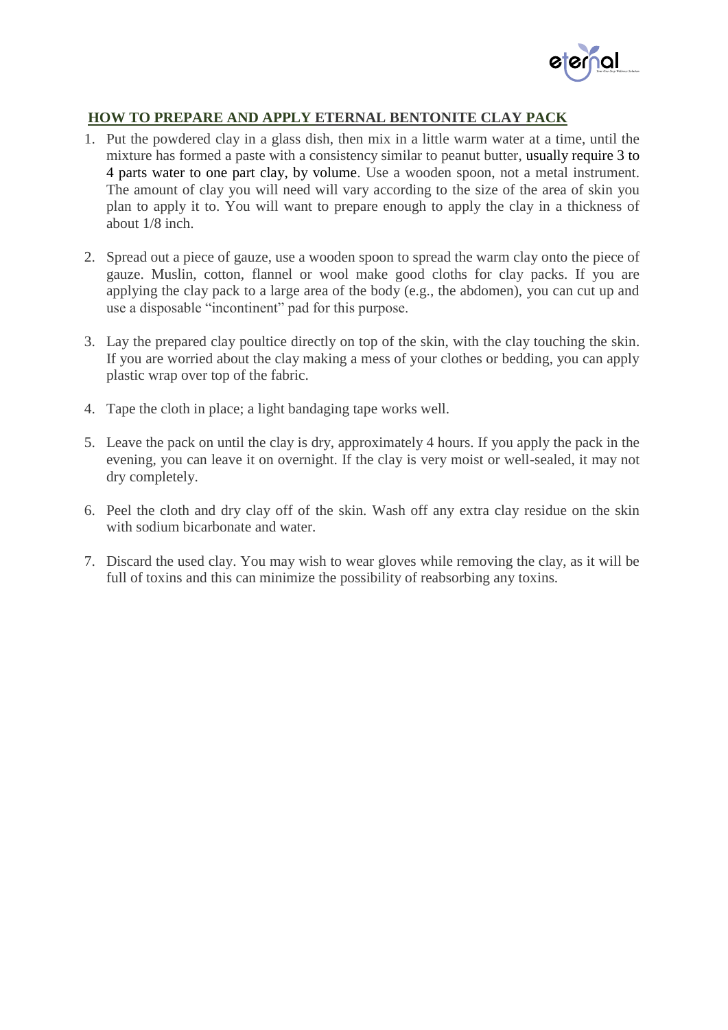## HOW TO PREPARE AND APPLY ETERNAL BENTONITE CLAY PACK

1. Put the powdered clay in a glass dish, then mix in a little warm water at a time, until the mixture has formed a paste with a consistency similar to peanut butter, usually require 3 to 4 parts water to one part clay, by volume. Use a wooden spoon, not a metal instrument. The amount of clay you will need will vary according to the size of the area of skin you plan to apply it to. You will want to prepare enough to apply the clay in a thickness of about 1/8 inch.

2. Spread out a piece of gauze, use a wooden spoon to spread the warm clay onto the piece of gauze. Muslin, cotton, flannel or wool make good cloths for clay packs. If you are applying the clay pack to a large area of the body (e.g., the abdomen), you can cut up and use a disposable "incontinent" pad for this purpose.

3. Lay the prepared clay poultice directly on top of the skin, with the clay touching the skin. If you are worried about the clay making a mess of your clothes or bedding, you can apply plastic wrap over top of the fabric.

4. Tape the cloth in place; a light bandaging tape works well.

5. Leave the pack on until the clay is dry, approximately 4 hours. If you apply the pack in the evening, you can leave it on overnight. If the clay is very moist or well-sealed, it may not dry completely.

6. Peel the cloth and dry clay off of the skin. Wash off any extra clay residue on the skin with sodium bicarbonate and water.

7. Discard the used clay. You may wish to wear gloves while removing the clay, as it will be full of toxins and this can minimize the possibility of reabsorbing any toxins.